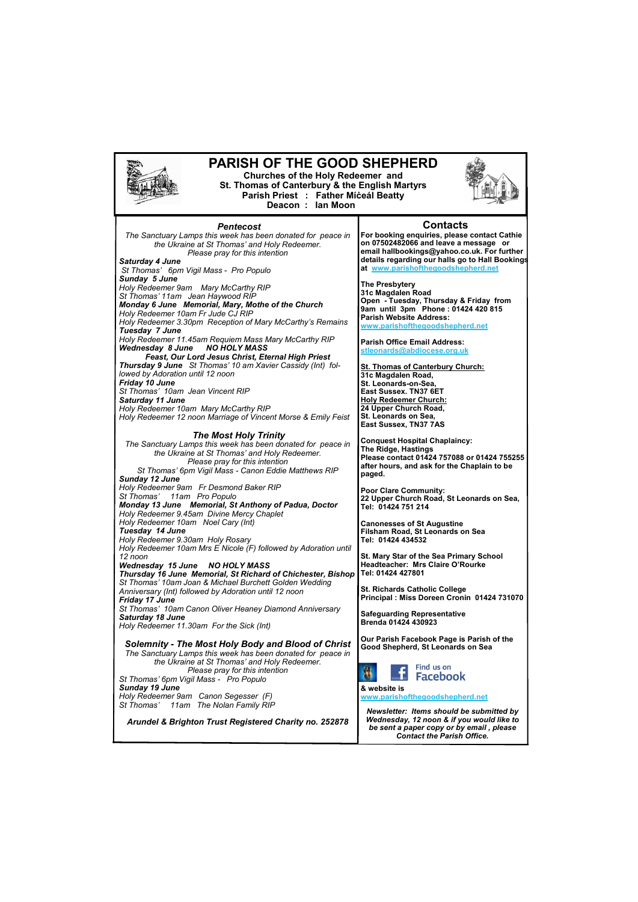# PARISH OF THE GOOD SHEPHERD

**Churches of the Holy Redeemer and**
**St. Thomas of Canterbury & the English Martyrs**
**Parish Priest : Father Míceál Beatty**
**Deacon : Ian Moon**

## *Pentecost*

*The Sanctuary Lamps this week has been donated for peace in the Ukraine at St Thomas' and Holy Redeemer. Please pray for this intention*

***Saturday 4 June***
*St Thomas' 6pm Vigil Mass - Pro Populo*

***Sunday 5 June***
*Holy Redeemer 9am Mary McCarthy RIP*
*St Thomas' 11am Jean Haywood RIP*

***Monday 6 June Memorial, Mary, Mothe of the Church***
*Holy Redeemer 10am Fr Jude CJ RIP*
*Holy Redeemer 3.30pm Reception of Mary McCarthy's Remains*

***Tuesday 7 June***
*Holy Redeemer 11.45am Requiem Mass Mary McCarthy RIP*

***Wednesday 8 June NO HOLY MASS***

***Feast, Our Lord Jesus Christ, Eternal High Priest***

***Thursday 9 June*** *St Thomas' 10 am Xavier Cassidy (Int) followed by Adoration until 12 noon*

***Friday 10 June***
*St Thomas' 10am Jean Vincent RIP*

***Saturday 11 June***
*Holy Redeemer 10am Mary McCarthy RIP*
*Holy Redeemer 12 noon Marriage of Vincent Morse & Emily Feist*

## *The Most Holy Trinity*

*The Sanctuary Lamps this week has been donated for peace in the Ukraine at St Thomas' and Holy Redeemer. Please pray for this intention*

*St Thomas' 6pm Vigil Mass - Canon Eddie Matthews RIP*

***Sunday 12 June***
*Holy Redeemer 9am Fr Desmond Baker RIP*
*St Thomas' 11am Pro Populo*

***Monday 13 June Memorial, St Anthony of Padua, Doctor***
*Holy Redeemer 9.45am Divine Mercy Chaplet*
*Holy Redeemer 10am Noel Cary (Int)*

***Tuesday 14 June***
*Holy Redeemer 9.30am Holy Rosary*
*Holy Redeemer 10am Mrs E Nicole (F) followed by Adoration until 12 noon*

***Wednesday 15 June NO HOLY MASS***

***Thursday 16 June Memorial, St Richard of Chichester, Bishop***
*St Thomas' 10am Joan & Michael Burchett Golden Wedding Anniversary (Int) followed by Adoration until 12 noon*

***Friday 17 June***
*St Thomas' 10am Canon Oliver Heaney Diamond Anniversary*

***Saturday 18 June***
*Holy Redeemer 11.30am For the Sick (Int)*

## *Solemnity - The Most Holy Body and Blood of Christ*

*The Sanctuary Lamps this week has been donated for peace in the Ukraine at St Thomas' and Holy Redeemer. Please pray for this intention*

*St Thomas' 6pm Vigil Mass - Pro Populo*

***Sunday 19 June***
*Holy Redeemer 9am Canon Segesser (F)*
*St Thomas' 11am The Nolan Family RIP*

***Arundel & Brighton Trust Registered Charity no. 252878***

## Contacts

**For booking enquiries, please contact Cathie on 07502482066 and leave a message or email hallbookings@yahoo.co.uk. For further details regarding our halls go to Hall Bookings at www.parishofthegoodshepherd.net**

**The Presbytery**
**31c Magdalen Road**
**Open - Tuesday, Thursday & Friday from 9am until 3pm Phone : 01424 420 815**
**Parish Website Address:**
**www.parishofthegoodshepherd.net**

**Parish Office Email Address:**
**stleonards@abdiocese.org.uk**

**St. Thomas of Canterbury Church:**
**31c Magdalen Road,**
**St. Leonards-on-Sea,**
**East Sussex. TN37 6ET**
**Holy Redeemer Church:**
**24 Upper Church Road,**
**St. Leonards on Sea,**
**East Sussex, TN37 7AS**

**Conquest Hospital Chaplaincy:**
**The Ridge, Hastings**
**Please contact 01424 757088 or 01424 755255 after hours, and ask for the Chaplain to be paged.**

**Poor Clare Community:**
**22 Upper Church Road, St Leonards on Sea,**
**Tel: 01424 751 214**

**Canonesses of St Augustine**
**Filsham Road, St Leonards on Sea**
**Tel: 01424 434532**

**St. Mary Star of the Sea Primary School**
**Headteacher: Mrs Claire O'Rourke**
**Tel: 01424 427801**

**St. Richards Catholic College**
**Principal : Miss Doreen Cronin 01424 731070**

**Safeguarding Representative**
**Brenda 01424 430923**

**Our Parish Facebook Page is Parish of the Good Shepherd, St Leonards on Sea**

Find us on Facebook

**& website is**
**www.parishofthegoodshepherd.net**

***Newsletter: Items should be submitted by Wednesday, 12 noon & if you would like to be sent a paper copy or by email , please Contact the Parish Office.***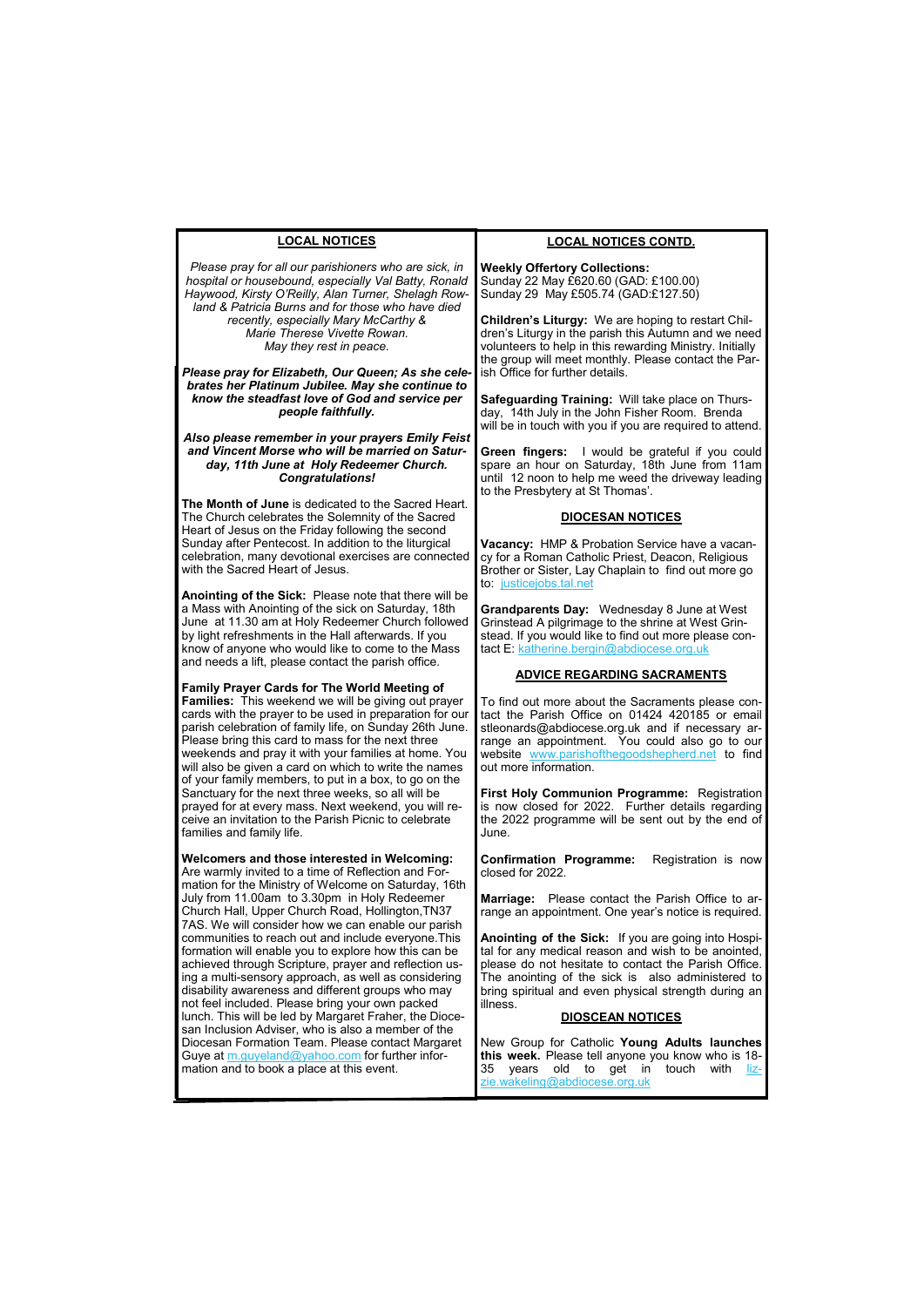## LOCAL NOTICES

*Please pray for all our parishioners who are sick, in hospital or housebound, especially Val Batty, Ronald Haywood, Kirsty O'Reilly, Alan Turner, Shelagh Rowland & Patricia Burns and for those who have died recently, especially Mary McCarthy & Marie Therese Vivette Rowan. May they rest in peace.*

***Please pray for Elizabeth, Our Queen; As she celebrates her Platinum Jubilee. May she continue to know the steadfast love of God and service per people faithfully.***

***Also please remember in your prayers Emily Feist and Vincent Morse who will be married on Saturday, 11th June at Holy Redeemer Church. Congratulations!***

**The Month of June** is dedicated to the Sacred Heart. The Church celebrates the Solemnity of the Sacred Heart of Jesus on the Friday following the second Sunday after Pentecost. In addition to the liturgical celebration, many devotional exercises are connected with the Sacred Heart of Jesus.

**Anointing of the Sick:** Please note that there will be a Mass with Anointing of the sick on Saturday, 18th June at 11.30 am at Holy Redeemer Church followed by light refreshments in the Hall afterwards. If you know of anyone who would like to come to the Mass and needs a lift, please contact the parish office.

**Family Prayer Cards for The World Meeting of Families:** This weekend we will be giving out prayer cards with the prayer to be used in preparation for our parish celebration of family life, on Sunday 26th June. Please bring this card to mass for the next three weekends and pray it with your families at home. You will also be given a card on which to write the names of your family members, to put in a box, to go on the Sanctuary for the next three weeks, so all will be prayed for at every mass. Next weekend, you will receive an invitation to the Parish Picnic to celebrate families and family life.

**Welcomers and those interested in Welcoming:** Are warmly invited to a time of Reflection and Formation for the Ministry of Welcome on Saturday, 16th July from 11.00am to 3.30pm in Holy Redeemer Church Hall, Upper Church Road, Hollington,TN37 7AS. We will consider how we can enable our parish communities to reach out and include everyone.This formation will enable you to explore how this can be achieved through Scripture, prayer and reflection using a multi-sensory approach, as well as considering disability awareness and different groups who may not feel included. Please bring your own packed lunch. This will be led by Margaret Fraher, the Diocesan Inclusion Adviser, who is also a member of the Diocesan Formation Team. Please contact Margaret Guye at m.guyeland@yahoo.com for further information and to book a place at this event.

## LOCAL NOTICES CONTD.

**Weekly Offertory Collections:**
Sunday 22 May £620.60 (GAD: £100.00)
Sunday 29 May £505.74 (GAD:£127.50)

**Children's Liturgy:** We are hoping to restart Children's Liturgy in the parish this Autumn and we need volunteers to help in this rewarding Ministry. Initially the group will meet monthly. Please contact the Parish Office for further details.

**Safeguarding Training:** Will take place on Thursday, 14th July in the John Fisher Room. Brenda will be in touch with you if you are required to attend.

**Green fingers:** I would be grateful if you could spare an hour on Saturday, 18th June from 11am until 12 noon to help me weed the driveway leading to the Presbytery at St Thomas'.

## DIOCESAN NOTICES

**Vacancy:** HMP & Probation Service have a vacancy for a Roman Catholic Priest, Deacon, Religious Brother or Sister, Lay Chaplain to find out more go to: justicejobs.tal.net

**Grandparents Day:** Wednesday 8 June at West Grinstead A pilgrimage to the shrine at West Grinstead. If you would like to find out more please contact E: katherine.bergin@abdiocese.org.uk

## ADVICE REGARDING SACRAMENTS

To find out more about the Sacraments please contact the Parish Office on 01424 420185 or email stleonards@abdiocese.org.uk and if necessary arrange an appointment. You could also go to our website www.parishofthegoodshepherd.net to find out more information.

**First Holy Communion Programme:** Registration is now closed for 2022. Further details regarding the 2022 programme will be sent out by the end of June.

**Confirmation Programme:** Registration is now closed for 2022.

**Marriage:** Please contact the Parish Office to arrange an appointment. One year's notice is required.

**Anointing of the Sick:** If you are going into Hospital for any medical reason and wish to be anointed, please do not hesitate to contact the Parish Office. The anointing of the sick is also administered to bring spiritual and even physical strength during an illness.

## DIOSCEAN NOTICES

New Group for Catholic **Young Adults launches this week.** Please tell anyone you know who is 18-35 years old to get in touch with lizzie.wakeling@abdiocese.org.uk